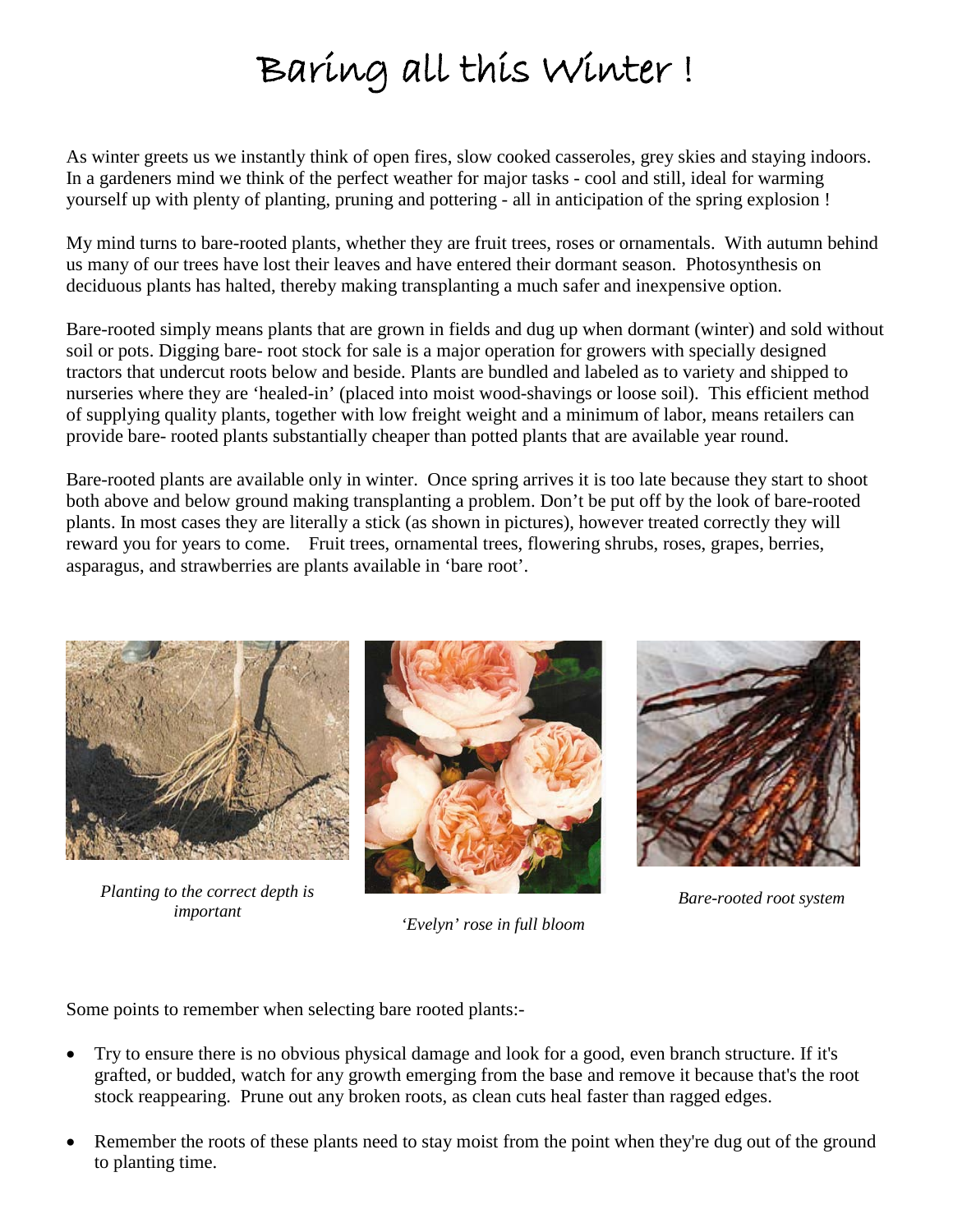# Baring all this Winter !

As winter greets us we instantly think of open fires, slow cooked casseroles, grey skies and staying indoors. In a gardeners mind we think of the perfect weather for major tasks - cool and still, ideal for warming yourself up with plenty of planting, pruning and pottering - all in anticipation of the spring explosion !

My mind turns to bare-rooted plants, whether they are fruit trees, roses or ornamentals. With autumn behind us many of our trees have lost their leaves and have entered their dormant season. Photosynthesis on deciduous plants has halted, thereby making transplanting a much safer and inexpensive option.

Bare-rooted simply means plants that are grown in fields and dug up when dormant (winter) and sold without soil or pots. Digging bare- root stock for sale is a major operation for growers with specially designed tractors that undercut roots below and beside. Plants are bundled and labeled as to variety and shipped to nurseries where they are 'healed-in' (placed into moist wood-shavings or loose soil). This efficient method of supplying quality plants, together with low freight weight and a minimum of labor, means retailers can provide bare- rooted plants substantially cheaper than potted plants that are available year round.

Bare-rooted plants are available only in winter. Once spring arrives it is too late because they start to shoot both above and below ground making transplanting a problem. Don't be put off by the look of bare-rooted plants. In most cases they are literally a stick (as shown in pictures), however treated correctly they will reward you for years to come. Fruit trees, ornamental trees, flowering shrubs, roses, grapes, berries, asparagus, and strawberries are plants available in 'bare root'.

*Planting to the correct depth is important*

*'Evelyn' rose in full bloom*

*Bare-rooted root system*

Some points to remember when selecting bare rooted plants:-

- Try to ensure there is no obvious physical damage and look for a good, even branch structure. If it's grafted, or budded, watch for any growth emerging from the base and remove it because that's the root stock reappearing. Prune out any broken roots, as clean cuts heal faster than ragged edges.

- Remember the roots of these plants need to stay moist from the point when they're dug out of the ground to planting time.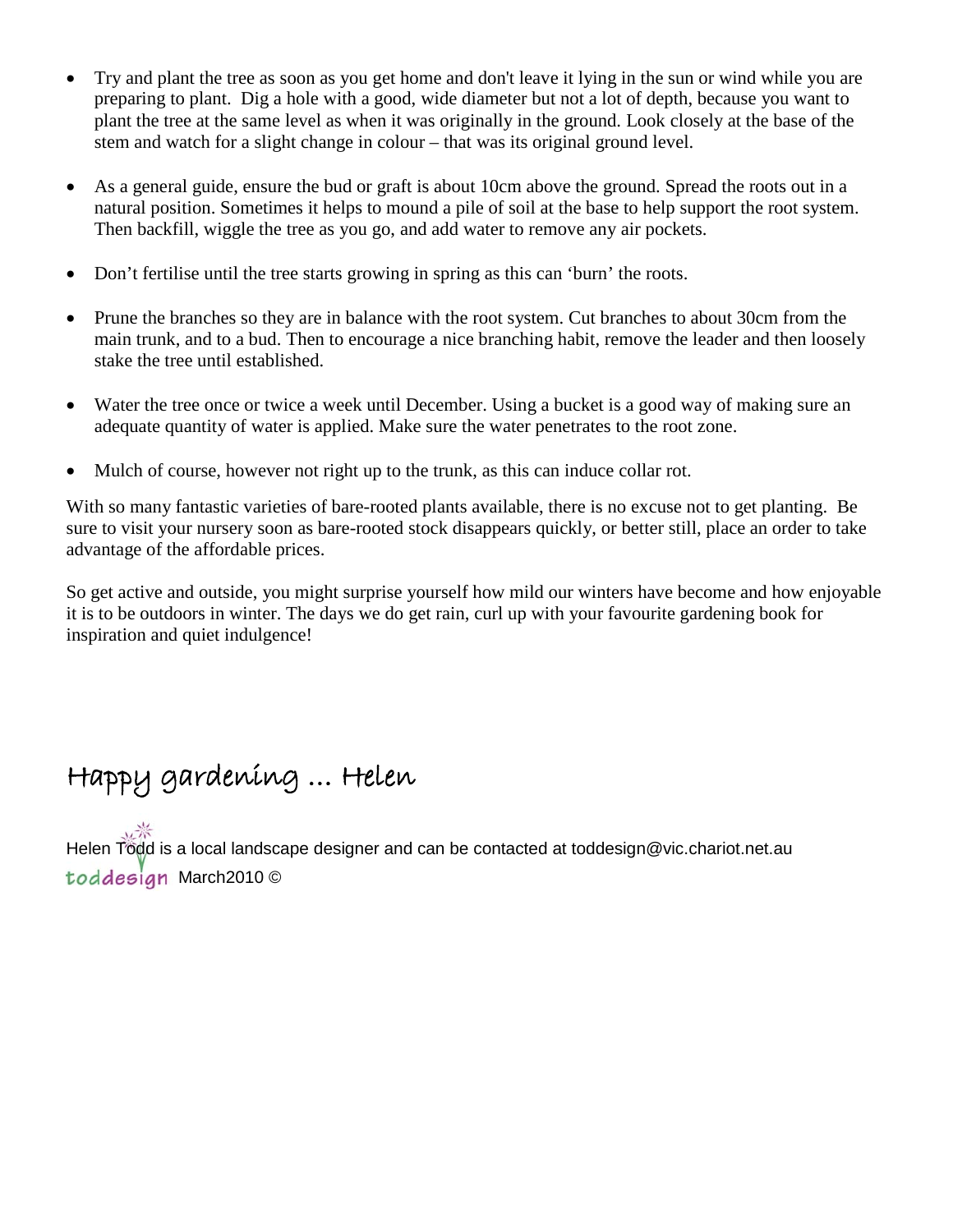- Try and plant the tree as soon as you get home and don't leave it lying in the sun or wind while you are preparing to plant. Dig a hole with a good, wide diameter but not a lot of depth, because you want to plant the tree at the same level as when it was originally in the ground. Look closely at the base of the stem and watch for a slight change in colour – that was its original ground level.

- As a general guide, ensure the bud or graft is about 10cm above the ground. Spread the roots out in a natural position. Sometimes it helps to mound a pile of soil at the base to help support the root system. Then backfill, wiggle the tree as you go, and add water to remove any air pockets.

- Don't fertilise until the tree starts growing in spring as this can 'burn' the roots.

- Prune the branches so they are in balance with the root system. Cut branches to about 30cm from the main trunk, and to a bud. Then to encourage a nice branching habit, remove the leader and then loosely stake the tree until established.

- Water the tree once or twice a week until December. Using a bucket is a good way of making sure an adequate quantity of water is applied. Make sure the water penetrates to the root zone.

- Mulch of course, however not right up to the trunk, as this can induce collar rot.

With so many fantastic varieties of bare-rooted plants available, there is no excuse not to get planting. Be sure to visit your nursery soon as bare-rooted stock disappears quickly, or better still, place an order to take advantage of the affordable prices.

So get active and outside, you might surprise yourself how mild our winters have become and how enjoyable it is to be outdoors in winter. The days we do get rain, curl up with your favourite gardening book for inspiration and quiet indulgence!

Happy gardening … Helen

Helen Todd is a local landscape designer and can be contacted at toddesign@vic.chariot.net.au

toddesign March2010 ©